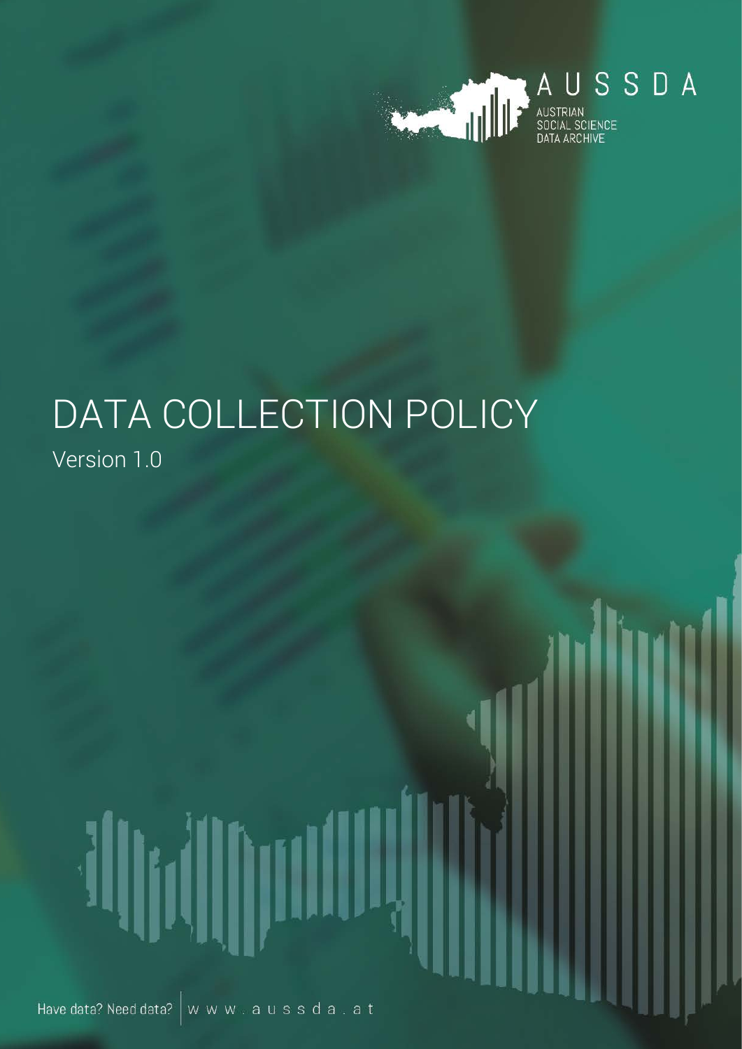AUSSDA

AUSTRIAN SOCIAL SCIENCE DATA ARCHIVE

# DATA COLLECTION POLICY

Version 1.0

Have data? Need data? | www.aussda.at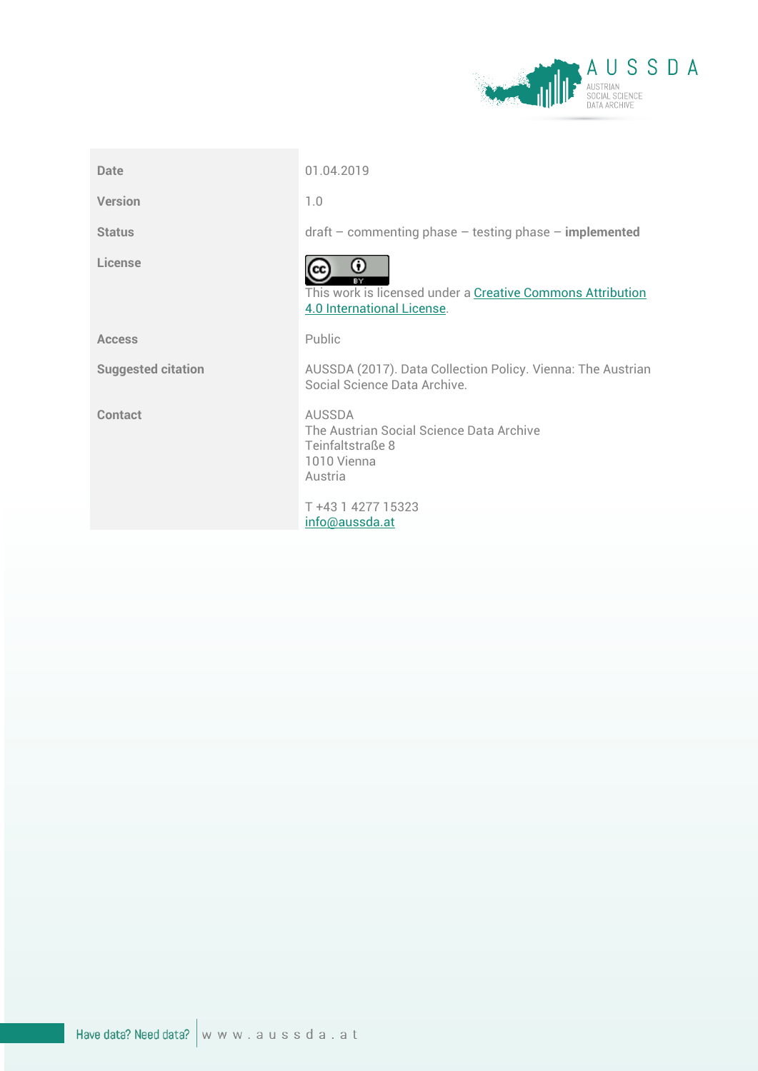| | |
|---|---|
| **Date** | 01.04.2019 |
| **Version** | 1.0 |
| **Status** | draft – commenting phase – testing phase – **implemented** |
| **License** | This work is licensed under a Creative Commons Attribution 4.0 International License. |
| **Access** | Public |
| **Suggested citation** | AUSSDA (2017). Data Collection Policy. Vienna: The Austrian Social Science Data Archive. |
| **Contact** | AUSSDA<br>The Austrian Social Science Data Archive<br>Teinfaltstraße 8<br>1010 Vienna<br>Austria<br><br>T +43 1 4277 15323<br>info@aussda.at |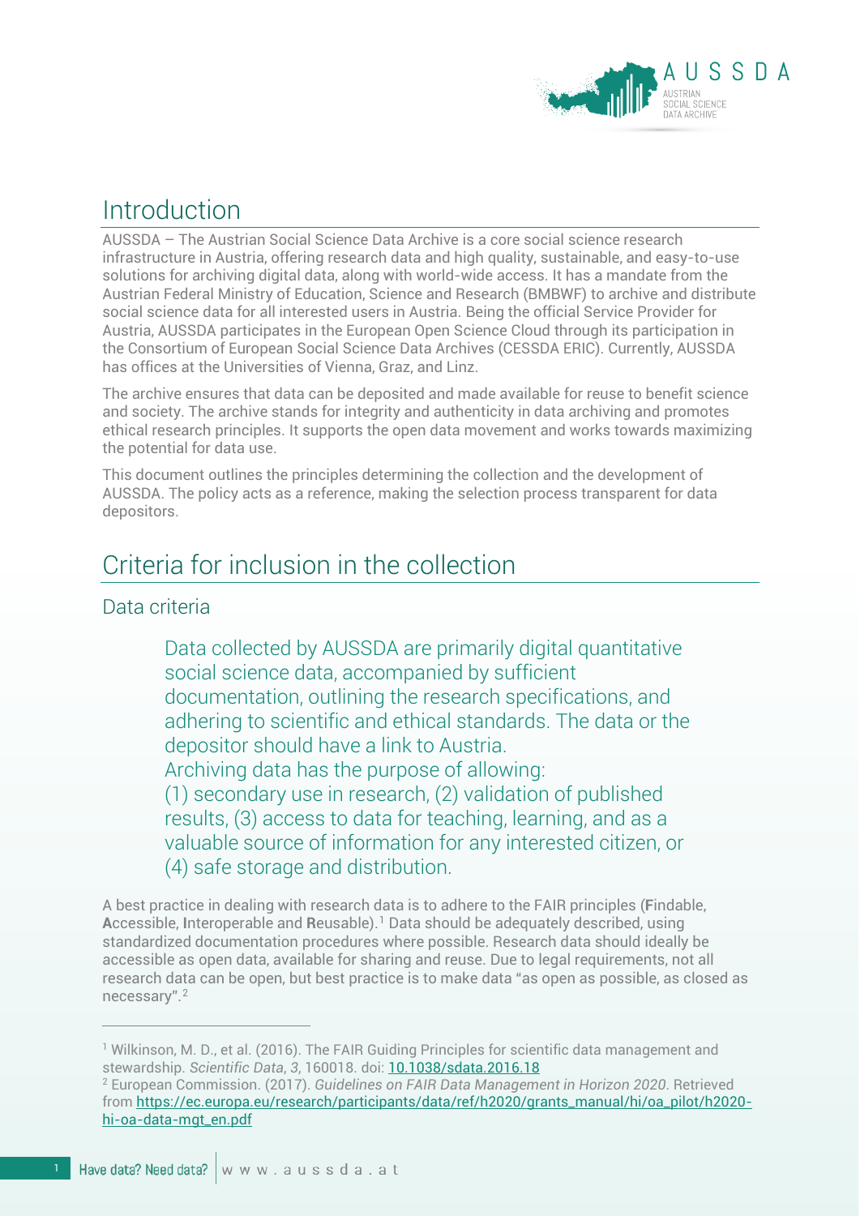# Introduction

AUSSDA – The Austrian Social Science Data Archive is a core social science research infrastructure in Austria, offering research data and high quality, sustainable, and easy-to-use solutions for archiving digital data, along with world-wide access. It has a mandate from the Austrian Federal Ministry of Education, Science and Research (BMBWF) to archive and distribute social science data for all interested users in Austria. Being the official Service Provider for Austria, AUSSDA participates in the European Open Science Cloud through its participation in the Consortium of European Social Science Data Archives (CESSDA ERIC). Currently, AUSSDA has offices at the Universities of Vienna, Graz, and Linz.

The archive ensures that data can be deposited and made available for reuse to benefit science and society. The archive stands for integrity and authenticity in data archiving and promotes ethical research principles. It supports the open data movement and works towards maximizing the potential for data use.

This document outlines the principles determining the collection and the development of AUSSDA. The policy acts as a reference, making the selection process transparent for data depositors.

# Criteria for inclusion in the collection

## Data criteria

> Data collected by AUSSDA are primarily digital quantitative social science data, accompanied by sufficient documentation, outlining the research specifications, and adhering to scientific and ethical standards. The data or the depositor should have a link to Austria.
>
> Archiving data has the purpose of allowing:
> (1) secondary use in research, (2) validation of published results, (3) access to data for teaching, learning, and as a valuable source of information for any interested citizen, or (4) safe storage and distribution.

A best practice in dealing with research data is to adhere to the FAIR principles (**F**indable, **A**ccessible, **I**nteroperable and **R**eusable).[1] Data should be adequately described, using standardized documentation procedures where possible. Research data should ideally be accessible as open data, available for sharing and reuse. Due to legal requirements, not all research data can be open, but best practice is to make data "as open as possible, as closed as necessary".[2]

---

[1] Wilkinson, M. D., et al. (2016). The FAIR Guiding Principles for scientific data management and stewardship. *Scientific Data*, *3*, 160018. doi: 10.1038/sdata.2016.18

[2] European Commission. (2017). *Guidelines on FAIR Data Management in Horizon 2020*. Retrieved from https://ec.europa.eu/research/participants/data/ref/h2020/grants_manual/hi/oa_pilot/h2020-hi-oa-data-mgt_en.pdf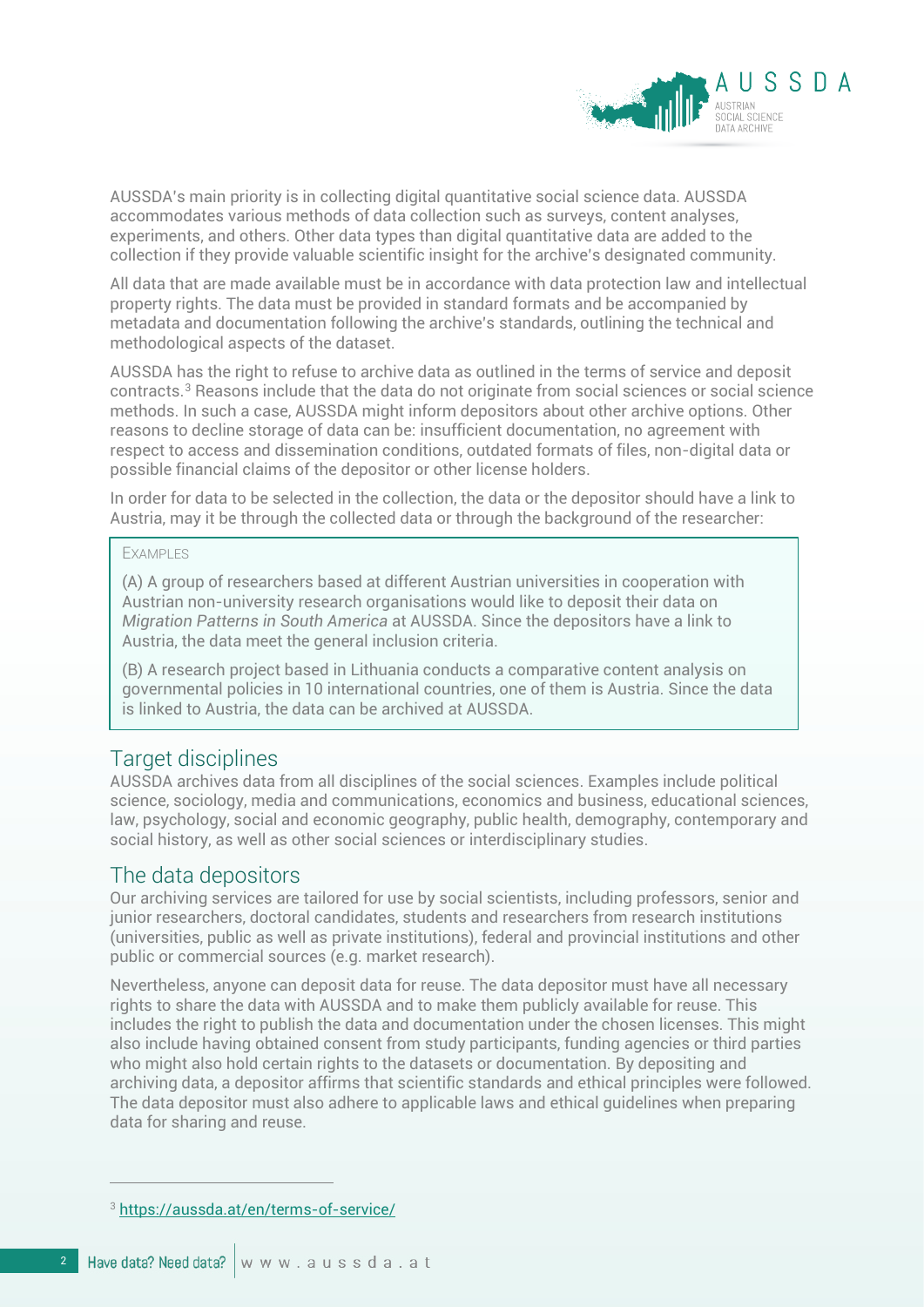AUSSDA's main priority is in collecting digital quantitative social science data. AUSSDA accommodates various methods of data collection such as surveys, content analyses, experiments, and others. Other data types than digital quantitative data are added to the collection if they provide valuable scientific insight for the archive's designated community.

All data that are made available must be in accordance with data protection law and intellectual property rights. The data must be provided in standard formats and be accompanied by metadata and documentation following the archive's standards, outlining the technical and methodological aspects of the dataset.

AUSSDA has the right to refuse to archive data as outlined in the terms of service and deposit contracts.[3] Reasons include that the data do not originate from social sciences or social science methods. In such a case, AUSSDA might inform depositors about other archive options. Other reasons to decline storage of data can be: insufficient documentation, no agreement with respect to access and dissemination conditions, outdated formats of files, non-digital data or possible financial claims of the depositor or other license holders.

In order for data to be selected in the collection, the data or the depositor should have a link to Austria, may it be through the collected data or through the background of the researcher:

> EXAMPLES
>
> (A) A group of researchers based at different Austrian universities in cooperation with Austrian non-university research organisations would like to deposit their data on *Migration Patterns in South America* at AUSSDA. Since the depositors have a link to Austria, the data meet the general inclusion criteria.
>
> (B) A research project based in Lithuania conducts a comparative content analysis on governmental policies in 10 international countries, one of them is Austria. Since the data is linked to Austria, the data can be archived at AUSSDA.

## Target disciplines

AUSSDA archives data from all disciplines of the social sciences. Examples include political science, sociology, media and communications, economics and business, educational sciences, law, psychology, social and economic geography, public health, demography, contemporary and social history, as well as other social sciences or interdisciplinary studies.

## The data depositors

Our archiving services are tailored for use by social scientists, including professors, senior and junior researchers, doctoral candidates, students and researchers from research institutions (universities, public as well as private institutions), federal and provincial institutions and other public or commercial sources (e.g. market research).

Nevertheless, anyone can deposit data for reuse. The data depositor must have all necessary rights to share the data with AUSSDA and to make them publicly available for reuse. This includes the right to publish the data and documentation under the chosen licenses. This might also include having obtained consent from study participants, funding agencies or third parties who might also hold certain rights to the datasets or documentation. By depositing and archiving data, a depositor affirms that scientific standards and ethical principles were followed. The data depositor must also adhere to applicable laws and ethical guidelines when preparing data for sharing and reuse.

---

[3] https://aussda.at/en/terms-of-service/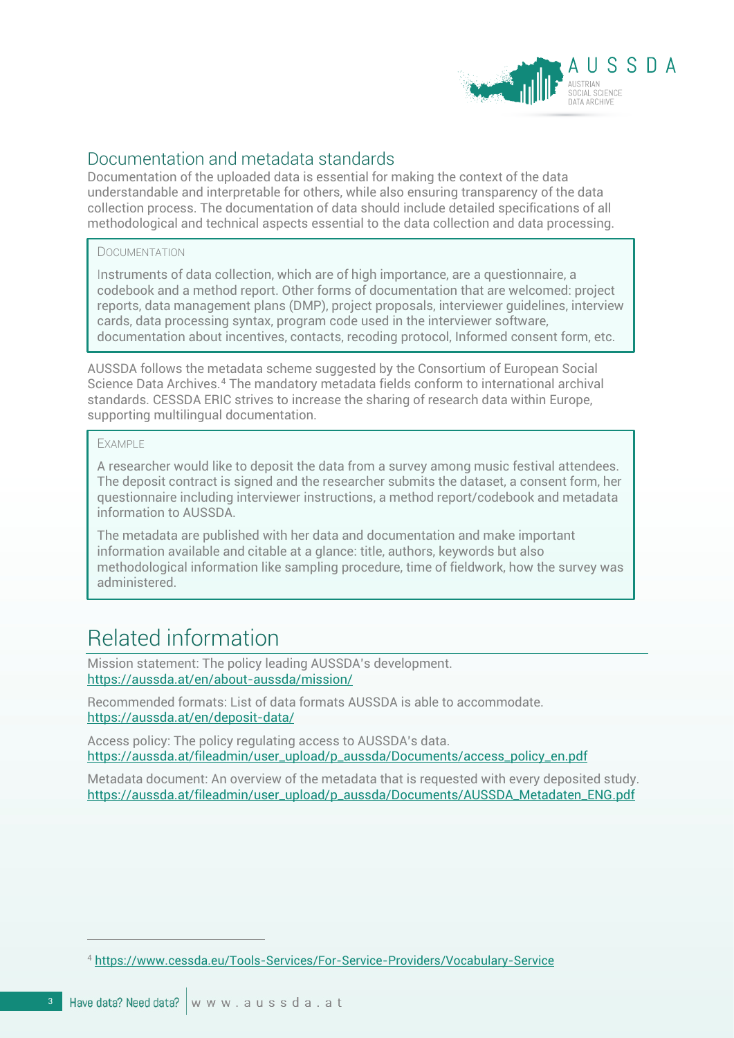## Documentation and metadata standards

Documentation of the uploaded data is essential for making the context of the data understandable and interpretable for others, while also ensuring transparency of the data collection process. The documentation of data should include detailed specifications of all methodological and technical aspects essential to the data collection and data processing.

> DOCUMENTATION
>
> Instruments of data collection, which are of high importance, are a questionnaire, a codebook and a method report. Other forms of documentation that are welcomed: project reports, data management plans (DMP), project proposals, interviewer guidelines, interview cards, data processing syntax, program code used in the interviewer software, documentation about incentives, contacts, recoding protocol, Informed consent form, etc.

AUSSDA follows the metadata scheme suggested by the Consortium of European Social Science Data Archives.[4] The mandatory metadata fields conform to international archival standards. CESSDA ERIC strives to increase the sharing of research data within Europe, supporting multilingual documentation.

> EXAMPLE
>
> A researcher would like to deposit the data from a survey among music festival attendees. The deposit contract is signed and the researcher submits the dataset, a consent form, her questionnaire including interviewer instructions, a method report/codebook and metadata information to AUSSDA.
>
> The metadata are published with her data and documentation and make important information available and citable at a glance: title, authors, keywords but also methodological information like sampling procedure, time of fieldwork, how the survey was administered.

# Related information

Mission statement: The policy leading AUSSDA's development.
https://aussda.at/en/about-aussda/mission/

Recommended formats: List of data formats AUSSDA is able to accommodate.
https://aussda.at/en/deposit-data/

Access policy: The policy regulating access to AUSSDA's data.
https://aussda.at/fileadmin/user_upload/p_aussda/Documents/access_policy_en.pdf

Metadata document: An overview of the metadata that is requested with every deposited study.
https://aussda.at/fileadmin/user_upload/p_aussda/Documents/AUSSDA_Metadaten_ENG.pdf

---

[4] https://www.cessda.eu/Tools-Services/For-Service-Providers/Vocabulary-Service